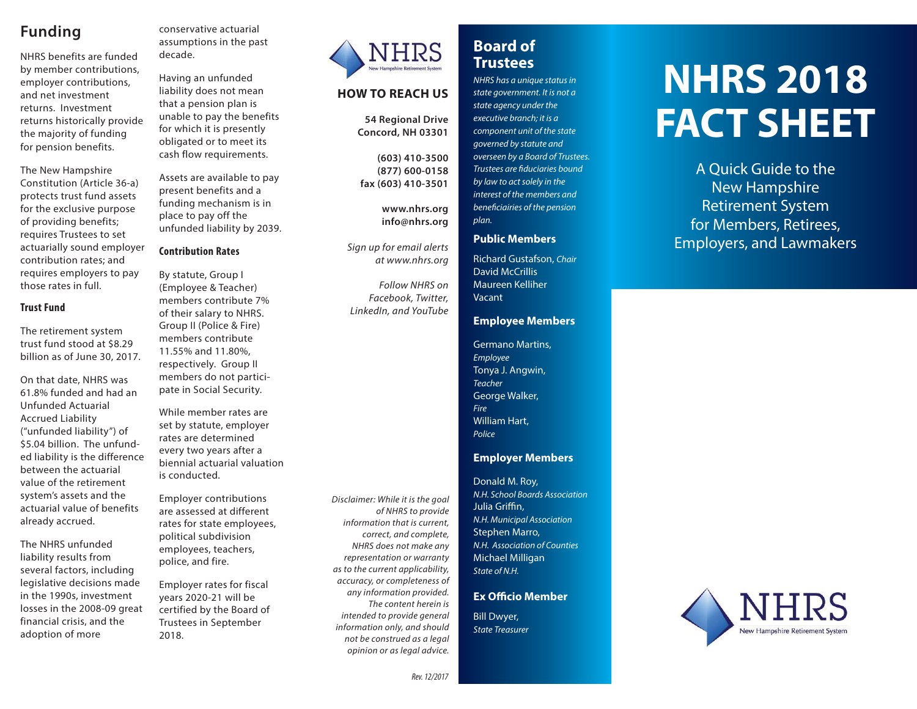## Funding

NHRS benefits are funded by member contributions, employer contributions, and net investment returns. Investment returns historically provide the majority of funding for pension benefits.

The New Hampshire Constitution (Article 36-a) protects trust fund assets for the exclusive purpose of providing benefits; requires Trustees to set actuarially sound employer contribution rates; and requires employers to pay those rates in full.

### Trust Fund

The retirement system trust fund stood at $8.29 billion as of June 30, 2017.

On that date, NHRS was 61.8% funded and had an Unfunded Actuarial Accrued Liability ("unfunded liability") of $5.04 billion. The unfunded liability is the difference between the actuarial value of the retirement system's assets and the actuarial value of benefits already accrued.

The NHRS unfunded liability results from several factors, including legislative decisions made in the 1990s, investment losses in the 2008-09 great financial crisis, and the adoption of more conservative actuarial assumptions in the past decade.

Having an unfunded liability does not mean that a pension plan is unable to pay the benefits for which it is presently obligated or to meet its cash flow requirements.

Assets are available to pay present benefits and a funding mechanism is in place to pay off the unfunded liability by 2039.

### Contribution Rates

By statute, Group I (Employee & Teacher) members contribute 7% of their salary to NHRS. Group II (Police & Fire) members contribute 11.55% and 11.80%, respectively. Group II members do not participate in Social Security.

While member rates are set by statute, employer rates are determined every two years after a biennial actuarial valuation is conducted.

Employer contributions are assessed at different rates for state employees, political subdivision employees, teachers, police, and fire.

Employer rates for fiscal years 2020-21 will be certified by the Board of Trustees in September 2018.

NHRS
New Hampshire Retirement System

## HOW TO REACH US

**54 Regional Drive**
**Concord, NH 03301**

**(603) 410-3500**
**(877) 600-0158**
**fax (603) 410-3501**

**www.nhrs.org**
**info@nhrs.org**

*Sign up for email alerts at www.nhrs.org*

*Follow NHRS on Facebook, Twitter, LinkedIn, and YouTube*

*Disclaimer: While it is the goal of NHRS to provide information that is current, correct, and complete, NHRS does not make any representation or warranty as to the current applicability, accuracy, or completeness of any information provided. The content herein is intended to provide general information only, and should not be construed as a legal opinion or as legal advice.*

*Rev. 12/2017*

## Board of Trustees

*NHRS has a unique status in state government. It is not a state agency under the executive branch; it is a component unit of the state governed by statute and overseen by a Board of Trustees. Trustees are fiduciaries bound by law to act solely in the interest of the members and beneficiaries of the pension plan.*

### Public Members

Richard Gustafson, *Chair*
David McCrillis
Maureen Kelliher
Vacant

### Employee Members

Germano Martins, *Employee*
Tonya J. Angwin, *Teacher*
George Walker, *Fire*
William Hart, *Police*

### Employer Members

Donald M. Roy, *N.H. School Boards Association*
Julia Griffin, *N.H. Municipal Association*
Stephen Marro, *N.H. Association of Counties*
Michael Milligan *State of N.H.*

### Ex Officio Member

Bill Dwyer, *State Treasurer*

# NHRS 2018 FACT SHEET

A Quick Guide to the New Hampshire Retirement System for Members, Retirees, Employers, and Lawmakers

NHRS
New Hampshire Retirement System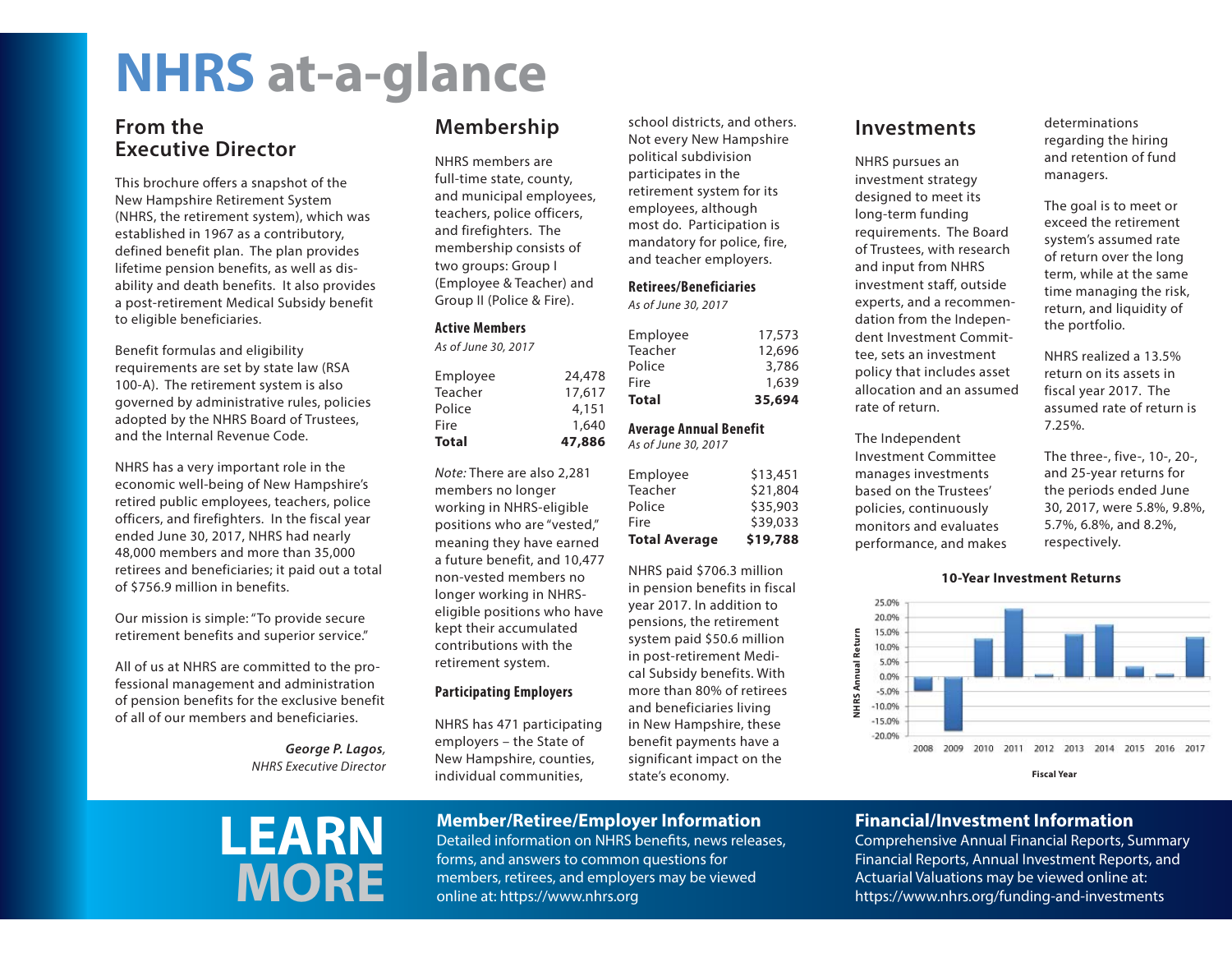# NHRS at-a-glance

## From the Executive Director

This brochure offers a snapshot of the New Hampshire Retirement System (NHRS, the retirement system), which was established in 1967 as a contributory, defined benefit plan. The plan provides lifetime pension benefits, as well as disability and death benefits. It also provides a post-retirement Medical Subsidy benefit to eligible beneficiaries.

Benefit formulas and eligibility requirements are set by state law (RSA 100-A). The retirement system is also governed by administrative rules, policies adopted by the NHRS Board of Trustees, and the Internal Revenue Code.

NHRS has a very important role in the economic well-being of New Hampshire's retired public employees, teachers, police officers, and firefighters. In the fiscal year ended June 30, 2017, NHRS had nearly 48,000 members and more than 35,000 retirees and beneficiaries; it paid out a total of $756.9 million in benefits.

Our mission is simple: "To provide secure retirement benefits and superior service."

All of us at NHRS are committed to the professional management and administration of pension benefits for the exclusive benefit of all of our members and beneficiaries.

***George P. Lagos,***
*NHRS Executive Director*

## Membership

NHRS members are full-time state, county, and municipal employees, teachers, police officers, and firefighters. The membership consists of two groups: Group I (Employee & Teacher) and Group II (Police & Fire).

### Active Members

*As of June 30, 2017*

| | |
|---|---|
| Employee | 24,478 |
| Teacher | 17,617 |
| Police | 4,151 |
| Fire | 1,640 |
| **Total** | **47,886** |

*Note:* There are also 2,281 members no longer working in NHRS-eligible positions who are "vested," meaning they have earned a future benefit, and 10,477 non-vested members no longer working in NHRS-eligible positions who have kept their accumulated contributions with the retirement system.

### Participating Employers

NHRS has 471 participating employers – the State of New Hampshire, counties, individual communities, school districts, and others. Not every New Hampshire political subdivision participates in the retirement system for its employees, although most do. Participation is mandatory for police, fire, and teacher employers.

### Retirees/Beneficiaries

*As of June 30, 2017*

| | |
|---|---|
| Employee | 17,573 |
| Teacher | 12,696 |
| Police | 3,786 |
| Fire | 1,639 |
| **Total** | **35,694** |

### Average Annual Benefit

*As of June 30, 2017*

| | |
|---|---|
| Employee | $13,451 |
| Teacher | $21,804 |
| Police | $35,903 |
| Fire | $39,033 |
| **Total Average** | **$19,788** |

NHRS paid $706.3 million in pension benefits in fiscal year 2017. In addition to pensions, the retirement system paid $50.6 million in post-retirement Medical Subsidy benefits. With more than 80% of retirees and beneficiaries living in New Hampshire, these benefit payments have a significant impact on the state's economy.

## Investments

NHRS pursues an investment strategy designed to meet its long-term funding requirements. The Board of Trustees, with research and input from NHRS investment staff, outside experts, and a recommendation from the Independent Investment Committee, sets an investment policy that includes asset allocation and an assumed rate of return.

The Independent Investment Committee manages investments based on the Trustees' policies, continuously monitors and evaluates performance, and makes determinations regarding the hiring and retention of fund managers.

The goal is to meet or exceed the retirement system's assumed rate of return over the long term, while at the same time managing the risk, return, and liquidity of the portfolio.

NHRS realized a 13.5% return on its assets in fiscal year 2017. The assumed rate of return is 7.25%.

The three-, five-, 10-, 20-, and 25-year returns for the periods ended June 30, 2017, were 5.8%, 9.8%, 5.7%, 6.8%, and 8.2%, respectively.

**10-Year Investment Returns**

NHRS Annual Return

25.0%
20.0%
15.0%
10.0%
5.0%
0.0%
-5.0%
-10.0%
-15.0%
-20.0%

2008 2009 2010 2011 2012 2013 2014 2015 2016 2017

Fiscal Year

## LEARN MORE

**Member/Retiree/Employer Information**
Detailed information on NHRS benefits, news releases, forms, and answers to common questions for members, retirees, and employers may be viewed online at: https://www.nhrs.org

**Financial/Investment Information**
Comprehensive Annual Financial Reports, Summary Financial Reports, Annual Investment Reports, and Actuarial Valuations may be viewed online at: https://www.nhrs.org/funding-and-investments